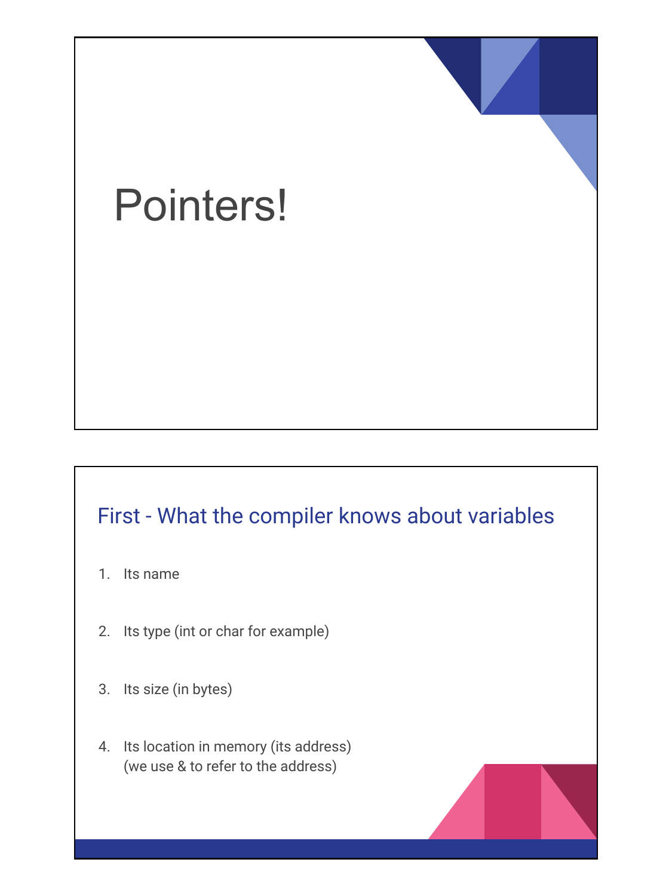# Pointers!

## First - What the compiler knows about variables

1. Its name
2. Its type (int or char for example)
3. Its size (in bytes)
4. Its location in memory (its address)
   (we use & to refer to the address)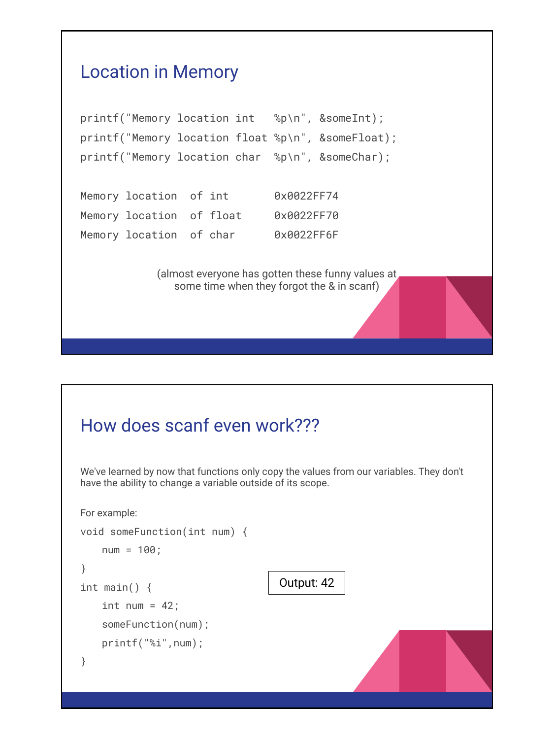## Location in Memory

```
printf("Memory location int   %p\n", &someInt);
printf("Memory location float %p\n", &someFloat);
printf("Memory location char  %p\n", &someChar);
```

```
Memory location  of int       0x0022FF74
Memory location  of float     0x0022FF70
Memory location  of char      0x0022FF6F
```

(almost everyone has gotten these funny values at some time when they forgot the & in scanf)

## How does scanf even work???

We've learned by now that functions only copy the values from our variables. They don't have the ability to change a variable outside of its scope.

For example:

```
void someFunction(int num) {
    num = 100;
}
int main() {
    int num = 42;
    someFunction(num);
    printf("%i",num);
}
```

Output: 42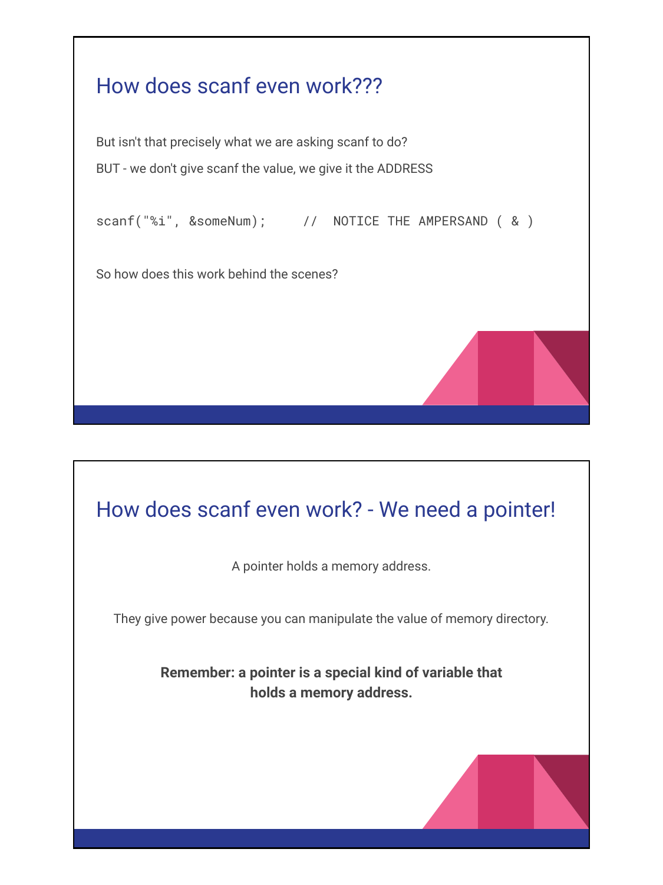## How does scanf even work???

But isn't that precisely what we are asking scanf to do?

BUT - we don't give scanf the value, we give it the ADDRESS

```
scanf("%i", &someNum);     //  NOTICE THE AMPERSAND ( & )
```

So how does this work behind the scenes?

## How does scanf even work? - We need a pointer!

A pointer holds a memory address.

They give power because you can manipulate the value of memory directory.

**Remember: a pointer is a special kind of variable that holds a memory address.**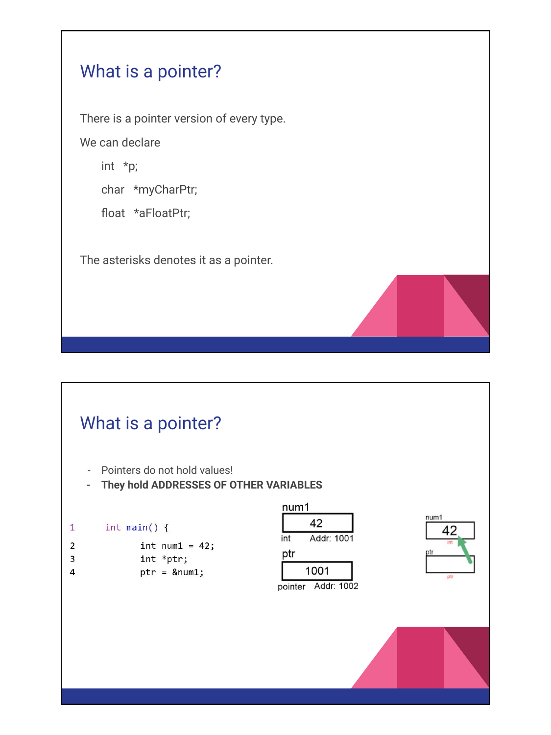# What is a pointer?

There is a pointer version of every type.

We can declare

```
int   *p;
char  *myCharPtr;
float  *aFloatPtr;
```

The asterisks denotes it as a pointer.

# What is a pointer?

- Pointers do not hold values!
- **They hold ADDRESSES OF OTHER VARIABLES**

```
1    int main() {
2        int num1 = 42;
3        int *ptr;
4        ptr = &num1;
```

num1

| 42 |
|---|

int    Addr: 1001

ptr

| 1001 |
|---|

pointer    Addr: 1002

num1

| 42 |
|---|

int

ptr

| |
|---|

ptr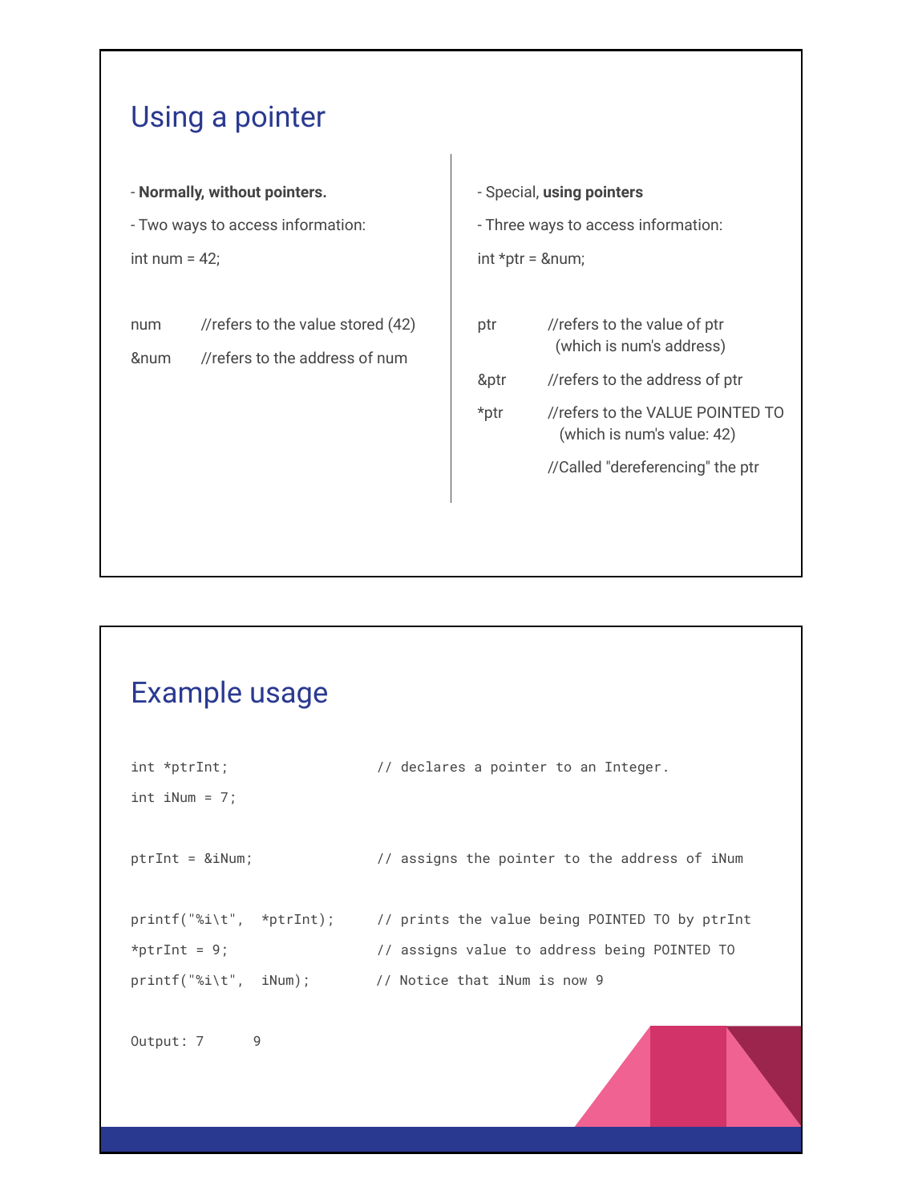## Using a pointer

- **Normally, without pointers.**

- Two ways to access information:

int num = 42;

```
num       //refers to the value stored (42)
&num      //refers to the address of num
```

- Special, **using pointers**

- Three ways to access information:

int *ptr = &num;

```
ptr       //refers to the value of ptr
            (which is num's address)
&ptr      //refers to the address of ptr
*ptr      //refers to the VALUE POINTED TO
            (which is num's value: 42)
          //Called "dereferencing" the ptr
```

## Example usage

```
int *ptrInt;                 // declares a pointer to an Integer.
int iNum = 7;

ptrInt = &iNum;              // assigns the pointer to the address of iNum

printf("%i\t",  *ptrInt);    // prints the value being POINTED TO by ptrInt
*ptrInt = 9;                 // assigns value to address being POINTED TO
printf("%i\t",  iNum);       // Notice that iNum is now 9

Output: 7      9
```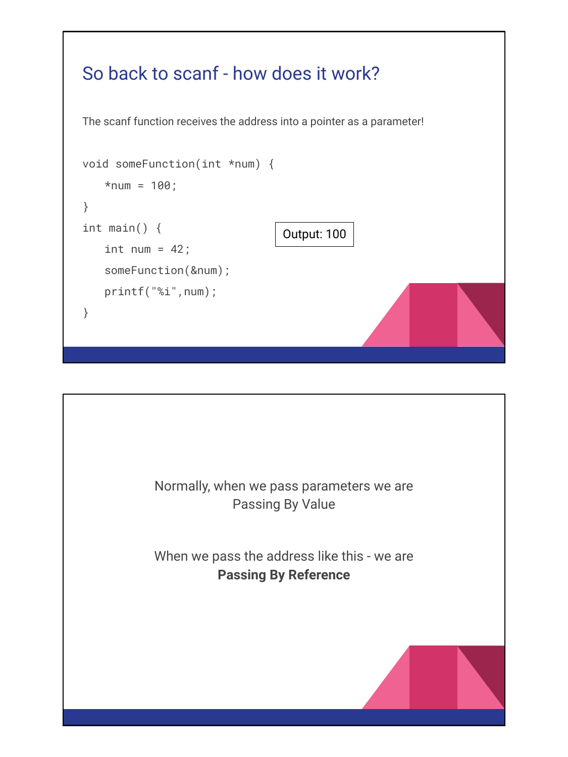## So back to scanf - how does it work?

The scanf function receives the address into a pointer as a parameter!

```
void someFunction(int *num) {
    *num = 100;
}
int main() {
    int num = 42;
    someFunction(&num);
    printf("%i",num);
}
```

Output: 100

Normally, when we pass parameters we are Passing By Value

When we pass the address like this - we are **Passing By Reference**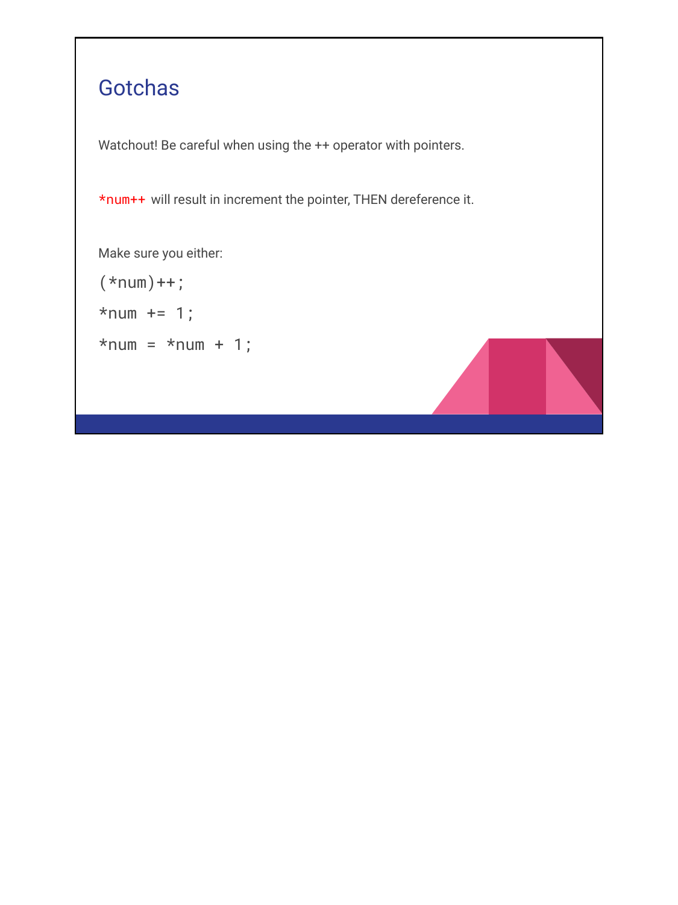# Gotchas

Watchout! Be careful when using the ++ operator with pointers.

`*num++` will result in increment the pointer, THEN dereference it.

Make sure you either:

```
(*num)++;
*num += 1;
*num = *num + 1;
```